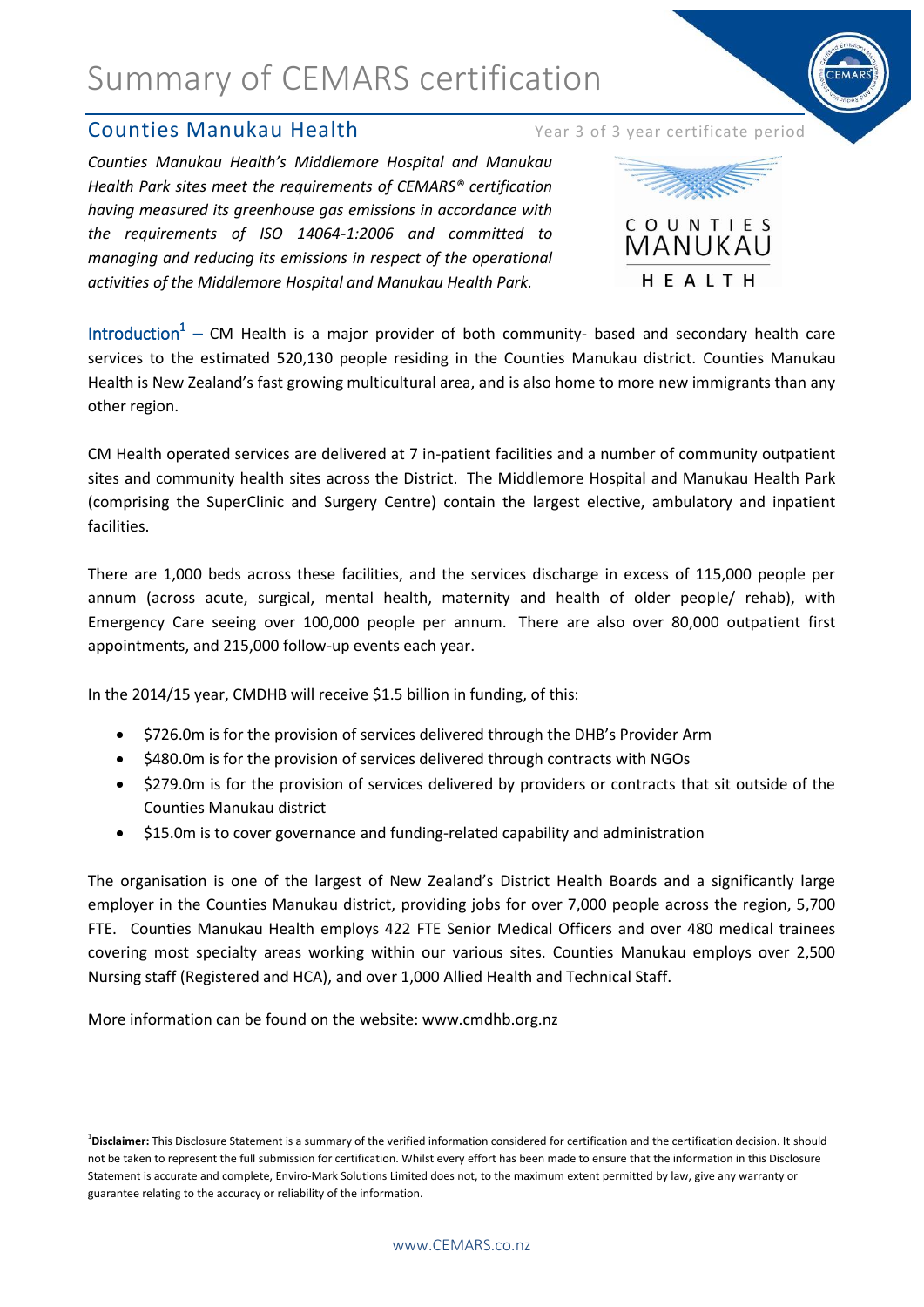# Summary of CEMARS certification

## Counties Manukau Health

Year 3 of 3 year certificate period

*Counties Manukau Health's Middlemore Hospital and Manukau Health Park sites meet the requirements of CEMARS® certification having measured its greenhouse gas emissions in accordance with the requirements of ISO 14064-1:2006 and committed to managing and reducing its emissions in respect of the operational activities of the Middlemore Hospital and Manukau Health Park.*

**Introduction**[1] – CM Health is a major provider of both community- based and secondary health care services to the estimated 520,130 people residing in the Counties Manukau district. Counties Manukau Health is New Zealand's fast growing multicultural area, and is also home to more new immigrants than any other region.

CM Health operated services are delivered at 7 in-patient facilities and a number of community outpatient sites and community health sites across the District. The Middlemore Hospital and Manukau Health Park (comprising the SuperClinic and Surgery Centre) contain the largest elective, ambulatory and inpatient facilities.

There are 1,000 beds across these facilities, and the services discharge in excess of 115,000 people per annum (across acute, surgical, mental health, maternity and health of older people/ rehab), with Emergency Care seeing over 100,000 people per annum. There are also over 80,000 outpatient first appointments, and 215,000 follow-up events each year.

In the 2014/15 year, CMDHB will receive $1.5 billion in funding, of this:

- $726.0m is for the provision of services delivered through the DHB's Provider Arm
- $480.0m is for the provision of services delivered through contracts with NGOs
- $279.0m is for the provision of services delivered by providers or contracts that sit outside of the Counties Manukau district
- $15.0m is to cover governance and funding-related capability and administration

The organisation is one of the largest of New Zealand's District Health Boards and a significantly large employer in the Counties Manukau district, providing jobs for over 7,000 people across the region, 5,700 FTE. Counties Manukau Health employs 422 FTE Senior Medical Officers and over 480 medical trainees covering most specialty areas working within our various sites. Counties Manukau employs over 2,500 Nursing staff (Registered and HCA), and over 1,000 Allied Health and Technical Staff.

More information can be found on the website: www.cmdhb.org.nz

---

[1] **Disclaimer:** This Disclosure Statement is a summary of the verified information considered for certification and the certification decision. It should not be taken to represent the full submission for certification. Whilst every effort has been made to ensure that the information in this Disclosure Statement is accurate and complete, Enviro-Mark Solutions Limited does not, to the maximum extent permitted by law, give any warranty or guarantee relating to the accuracy or reliability of the information.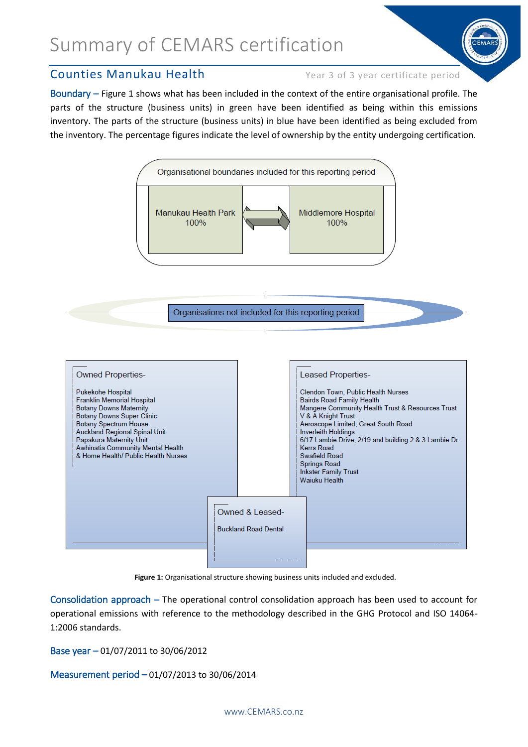# Summary of CEMARS certification

## Counties Manukau Health

Year 3 of 3 year certificate period

**Boundary –** Figure 1 shows what has been included in the context of the entire organisational profile. The parts of the structure (business units) in green have been identified as being within this emissions inventory. The parts of the structure (business units) in blue have been identified as being excluded from the inventory. The percentage figures indicate the level of ownership by the entity undergoing certification.

Organisational boundaries included for this reporting period

- Manukau Health Park 100%
- Middlemore Hospital 100%

Organisations not included for this reporting period

Owned Properties-

- Pukekohe Hospital
- Franklin Memorial Hospital
- Botany Downs Maternity
- Botany Downs Super Clinic
- Botany Spectrum House
- Auckland Regional Spinal Unit
- Papakura Maternity Unit
- Awhinatia Community Mental Health & Home Health/ Public Health Nurses

Leased Properties-

- Clendon Town, Public Health Nurses
- Bairds Road Family Health
- Mangere Community Health Trust & Resources Trust
- V & A Knight Trust
- Aeroscope Limited, Great South Road
- Inverleith Holdings
- 6/17 Lambie Drive, 2/19 and building 2 & 3 Lambie Dr
- Kerrs Road
- Swafield Road
- Springs Road
- Inkster Family Trust
- Waiuku Health

Owned & Leased-

- Buckland Road Dental

**Figure 1:** Organisational structure showing business units included and excluded.

**Consolidation approach –** The operational control consolidation approach has been used to account for operational emissions with reference to the methodology described in the GHG Protocol and ISO 14064-1:2006 standards.

**Base year –** 01/07/2011 to 30/06/2012

**Measurement period –** 01/07/2013 to 30/06/2014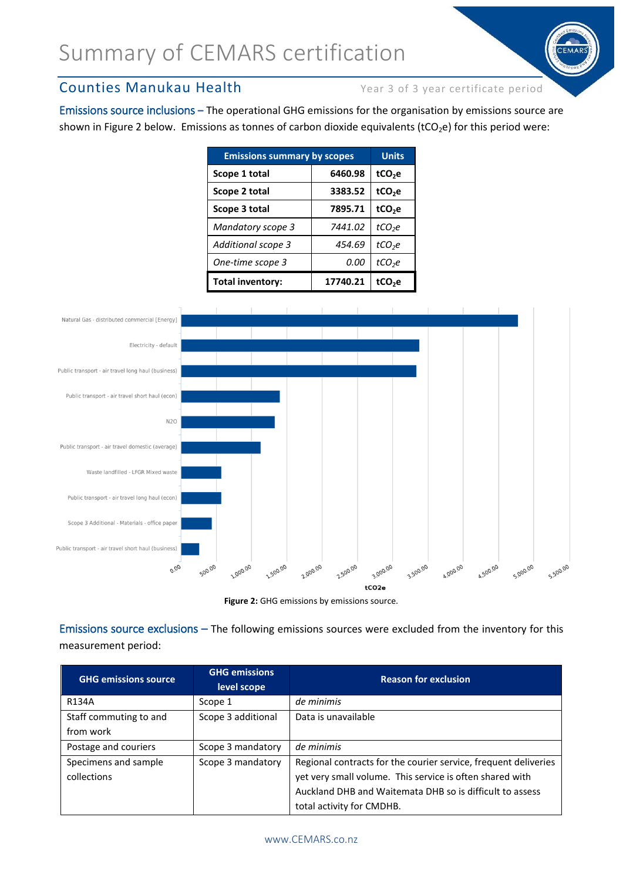# Summary of CEMARS certification

## Counties Manukau Health

Year 3 of 3 year certificate period

**Emissions source inclusions –** The operational GHG emissions for the organisation by emissions source are shown in Figure 2 below. Emissions as tonnes of carbon dioxide equivalents ($tCO_2e$) for this period were:

| Emissions summary by scopes | | Units |
|---|---|---|
| **Scope 1 total** | **6460.98** | **$tCO_2e$** |
| **Scope 2 total** | **3383.52** | **$tCO_2e$** |
| **Scope 3 total** | **7895.71** | **$tCO_2e$** |
| *Mandatory scope 3* | *7441.02* | *$tCO_2e$* |
| *Additional scope 3* | *454.69* | *$tCO_2e$* |
| *One-time scope 3* | *0.00* | *$tCO_2e$* |
| **Total inventory:** | **17740.21** | **$tCO_2e$** |

**Figure 2:** GHG emissions by emissions source.

**Emissions source exclusions –** The following emissions sources were excluded from the inventory for this measurement period:

| GHG emissions source | GHG emissions level scope | Reason for exclusion |
|---|---|---|
| R134A | Scope 1 | *de minimis* |
| Staff commuting to and from work | Scope 3 additional | Data is unavailable |
| Postage and couriers | Scope 3 mandatory | *de minimis* |
| Specimens and sample collections | Scope 3 mandatory | Regional contracts for the courier service, frequent deliveries yet very small volume. This service is often shared with Auckland DHB and Waitemata DHB so is difficult to assess total activity for CMDHB. |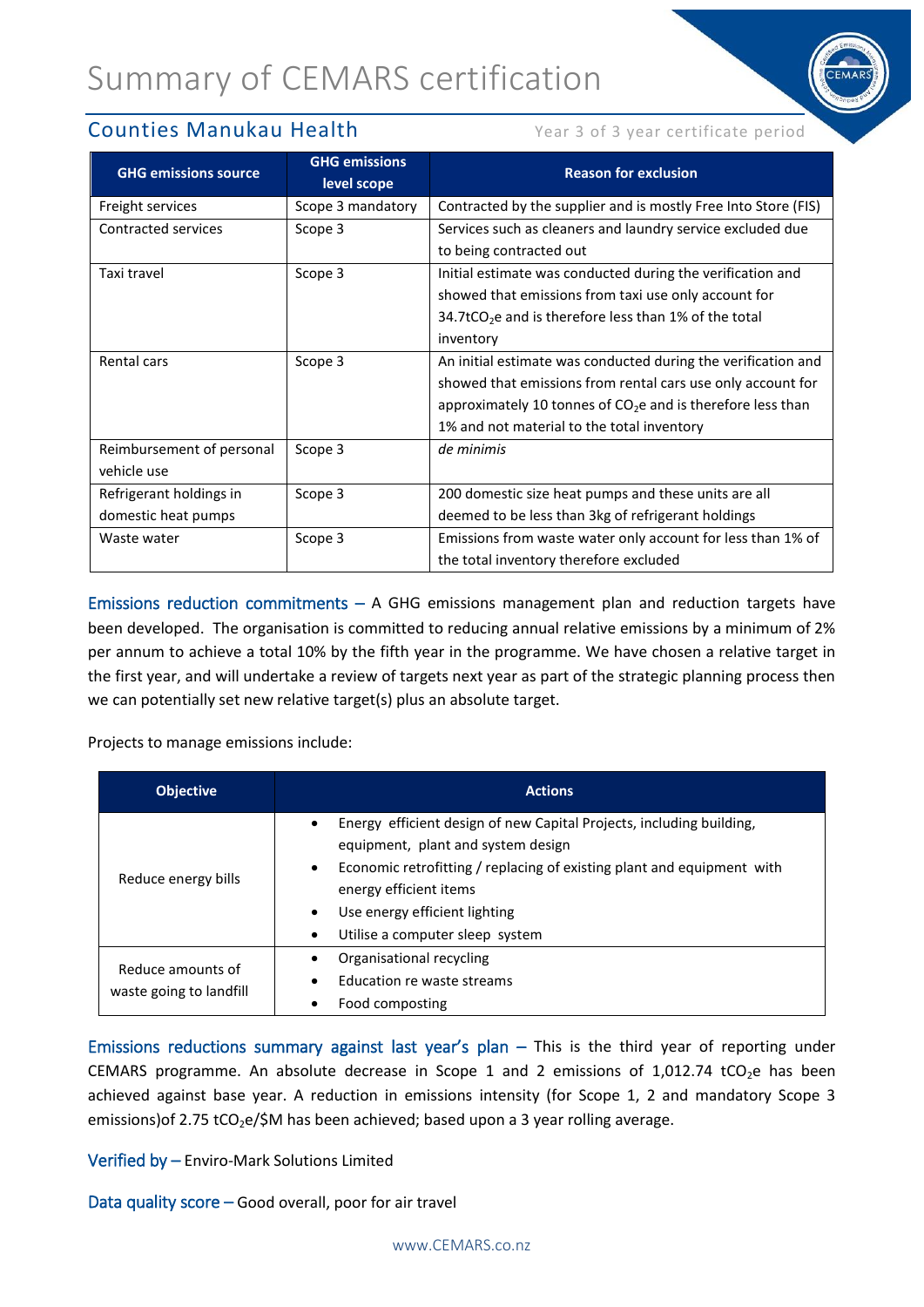# Summary of CEMARS certification

## Counties Manukau Health

Year 3 of 3 year certificate period

| GHG emissions source | GHG emissions level scope | Reason for exclusion |
|---|---|---|
| Freight services | Scope 3 mandatory | Contracted by the supplier and is mostly Free Into Store (FIS) |
| Contracted services | Scope 3 | Services such as cleaners and laundry service excluded due to being contracted out |
| Taxi travel | Scope 3 | Initial estimate was conducted during the verification and showed that emissions from taxi use only account for 34.7t$CO_2$e and is therefore less than 1% of the total inventory |
| Rental cars | Scope 3 | An initial estimate was conducted during the verification and showed that emissions from rental cars use only account for approximately 10 tonnes of $CO_2$e and is therefore less than 1% and not material to the total inventory |
| Reimbursement of personal vehicle use | Scope 3 | *de minimis* |
| Refrigerant holdings in domestic heat pumps | Scope 3 | 200 domestic size heat pumps and these units are all deemed to be less than 3kg of refrigerant holdings |
| Waste water | Scope 3 | Emissions from waste water only account for less than 1% of the total inventory therefore excluded |

**Emissions reduction commitments –** A GHG emissions management plan and reduction targets have been developed. The organisation is committed to reducing annual relative emissions by a minimum of 2% per annum to achieve a total 10% by the fifth year in the programme. We have chosen a relative target in the first year, and will undertake a review of targets next year as part of the strategic planning process then we can potentially set new relative target(s) plus an absolute target.

Projects to manage emissions include:

| Objective | Actions |
|---|---|
| Reduce energy bills | • Energy efficient design of new Capital Projects, including building, equipment, plant and system design<br>• Economic retrofitting / replacing of existing plant and equipment with energy efficient items<br>• Use energy efficient lighting<br>• Utilise a computer sleep system |
| Reduce amounts of waste going to landfill | • Organisational recycling<br>• Education re waste streams<br>• Food composting |

**Emissions reductions summary against last year's plan –** This is the third year of reporting under CEMARS programme. An absolute decrease in Scope 1 and 2 emissions of 1,012.74 t$CO_2$e has been achieved against base year. A reduction in emissions intensity (for Scope 1, 2 and mandatory Scope 3 emissions)of 2.75 t$CO_2$e/$M has been achieved; based upon a 3 year rolling average.

**Verified by –** Enviro-Mark Solutions Limited

**Data quality score –** Good overall, poor for air travel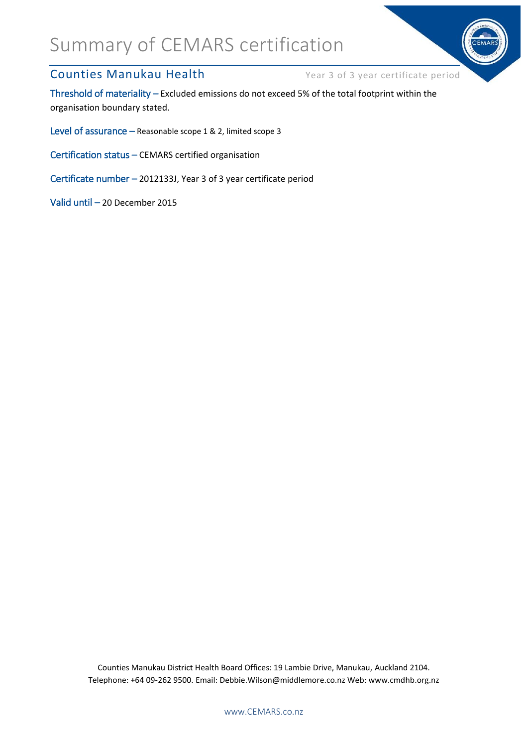# Summary of CEMARS certification

## Counties Manukau Health

Year 3 of 3 year certificate period

**Threshold of materiality –** Excluded emissions do not exceed 5% of the total footprint within the organisation boundary stated.

**Level of assurance –** Reasonable scope 1 & 2, limited scope 3

**Certification status –** CEMARS certified organisation

**Certificate number –** 2012133J, Year 3 of 3 year certificate period

**Valid until –** 20 December 2015

Counties Manukau District Health Board Offices: 19 Lambie Drive, Manukau, Auckland 2104.
Telephone: +64 09-262 9500. Email: Debbie.Wilson@middlemore.co.nz Web: www.cmdhb.org.nz

www.CEMARS.co.nz